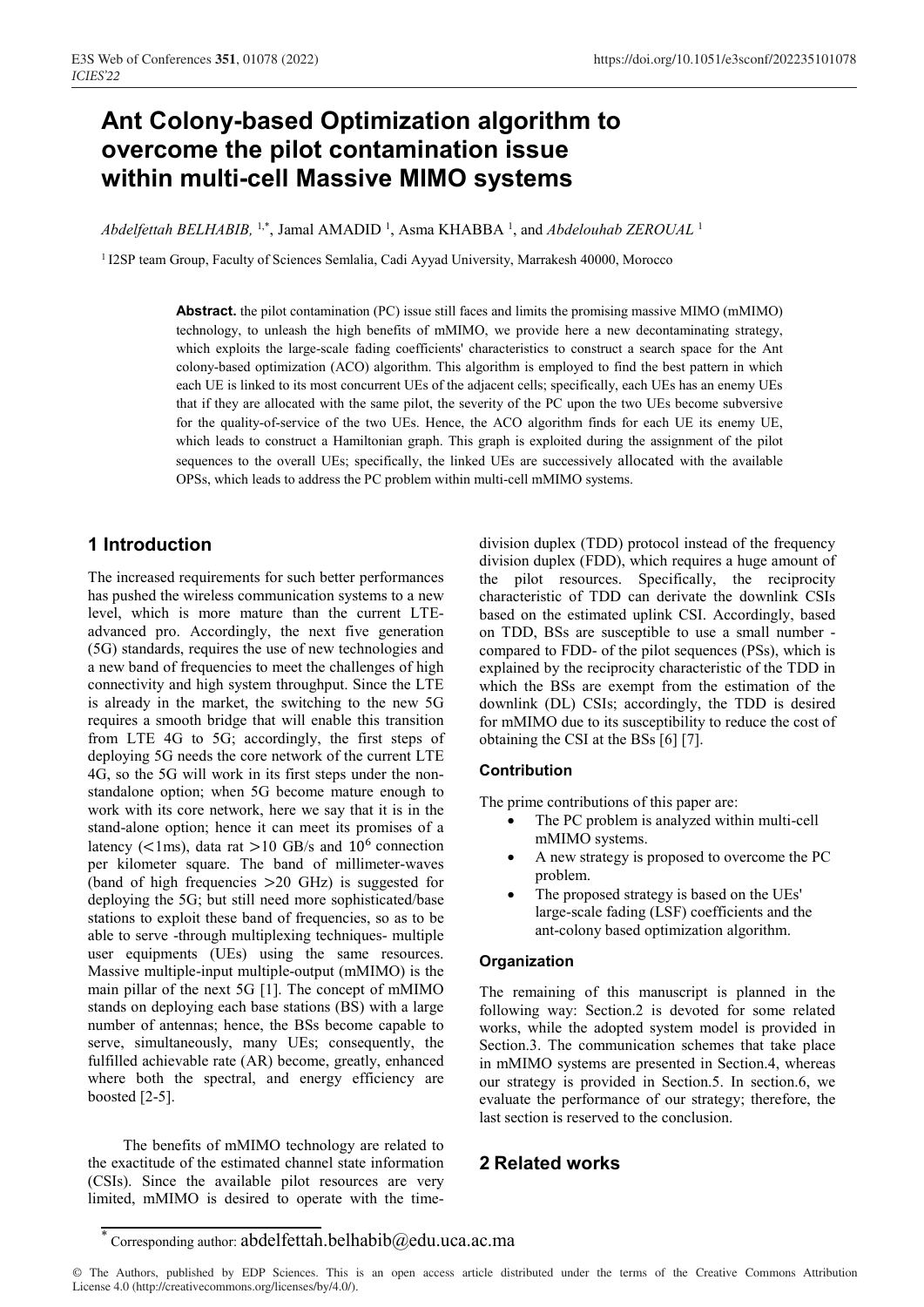# Ant Colony-based Optimization algorithm to overcome the pilot contamination issue within multi-cell Massive MIMO systems

*Abdelfettah BELHABIB,* [1,*], Jamal AMADID [1], Asma KHABBA [1], and *Abdelouhab ZEROUAL* [1]

[1] I2SP team Group, Faculty of Sciences Semlalia, Cadi Ayyad University, Marrakesh 40000, Morocco

**Abstract.** the pilot contamination (PC) issue still faces and limits the promising massive MIMO (mMIMO) technology, to unleash the high benefits of mMIMO, we provide here a new decontaminating strategy, which exploits the large-scale fading coefficients' characteristics to construct a search space for the Ant colony-based optimization (ACO) algorithm. This algorithm is employed to find the best pattern in which each UE is linked to its most concurrent UEs of the adjacent cells; specifically, each UEs has an enemy UEs that if they are allocated with the same pilot, the severity of the PC upon the two UEs become subversive for the quality-of-service of the two UEs. Hence, the ACO algorithm finds for each UE its enemy UE, which leads to construct a Hamiltonian graph. This graph is exploited during the assignment of the pilot sequences to the overall UEs; specifically, the linked UEs are successively allocated with the available OPSs, which leads to address the PC problem within multi-cell mMIMO systems.

## 1 Introduction

The increased requirements for such better performances has pushed the wireless communication systems to a new level, which is more mature than the current LTE-advanced pro. Accordingly, the next five generation (5G) standards, requires the use of new technologies and a new band of frequencies to meet the challenges of high connectivity and high system throughput. Since the LTE is already in the market, the switching to the new 5G requires a smooth bridge that will enable this transition from LTE 4G to 5G; accordingly, the first steps of deploying 5G needs the core network of the current LTE 4G, so the 5G will work in its first steps under the non-standalone option; when 5G become mature enough to work with its core network, here we say that it is in the stand-alone option; hence it can meet its promises of a latency (<1ms), data rat >10 GB/s and $10^6$ connection per kilometer square. The band of millimeter-waves (band of high frequencies >20 GHz) is suggested for deploying the 5G; but still need more sophisticated/base stations to exploit these band of frequencies, so as to be able to serve -through multiplexing techniques- multiple user equipments (UEs) using the same resources. Massive multiple-input multiple-output (mMIMO) is the main pillar of the next 5G [1]. The concept of mMIMO stands on deploying each base stations (BS) with a large number of antennas; hence, the BSs become capable to serve, simultaneously, many UEs; consequently, the fulfilled achievable rate (AR) become, greatly, enhanced where both the spectral, and energy efficiency are boosted [2-5].

The benefits of mMIMO technology are related to the exactitude of the estimated channel state information (CSIs). Since the available pilot resources are very limited, mMIMO is desired to operate with the time-division duplex (TDD) protocol instead of the frequency division duplex (FDD), which requires a huge amount of the pilot resources. Specifically, the reciprocity characteristic of TDD can derivate the downlink CSIs based on the estimated uplink CSI. Accordingly, based on TDD, BSs are susceptible to use a small number -compared to FDD- of the pilot sequences (PSs), which is explained by the reciprocity characteristic of the TDD in which the BSs are exempt from the estimation of the downlink (DL) CSIs; accordingly, the TDD is desired for mMIMO due to its susceptibility to reduce the cost of obtaining the CSI at the BSs [6] [7].

### Contribution

The prime contributions of this paper are:

- The PC problem is analyzed within multi-cell mMIMO systems.
- A new strategy is proposed to overcome the PC problem.
- The proposed strategy is based on the UEs' large-scale fading (LSF) coefficients and the ant-colony based optimization algorithm.

### Organization

The remaining of this manuscript is planned in the following way: Section.2 is devoted for some related works, while the adopted system model is provided in Section.3. The communication schemes that take place in mMIMO systems are presented in Section.4, whereas our strategy is provided in Section.5. In section.6, we evaluate the performance of our strategy; therefore, the last section is reserved to the conclusion.

## 2 Related works

[*] Corresponding author: abdelfettah.belhabib@edu.uca.ac.ma

© The Authors, published by EDP Sciences. This is an open access article distributed under the terms of the Creative Commons Attribution License 4.0 (http://creativecommons.org/licenses/by/4.0/).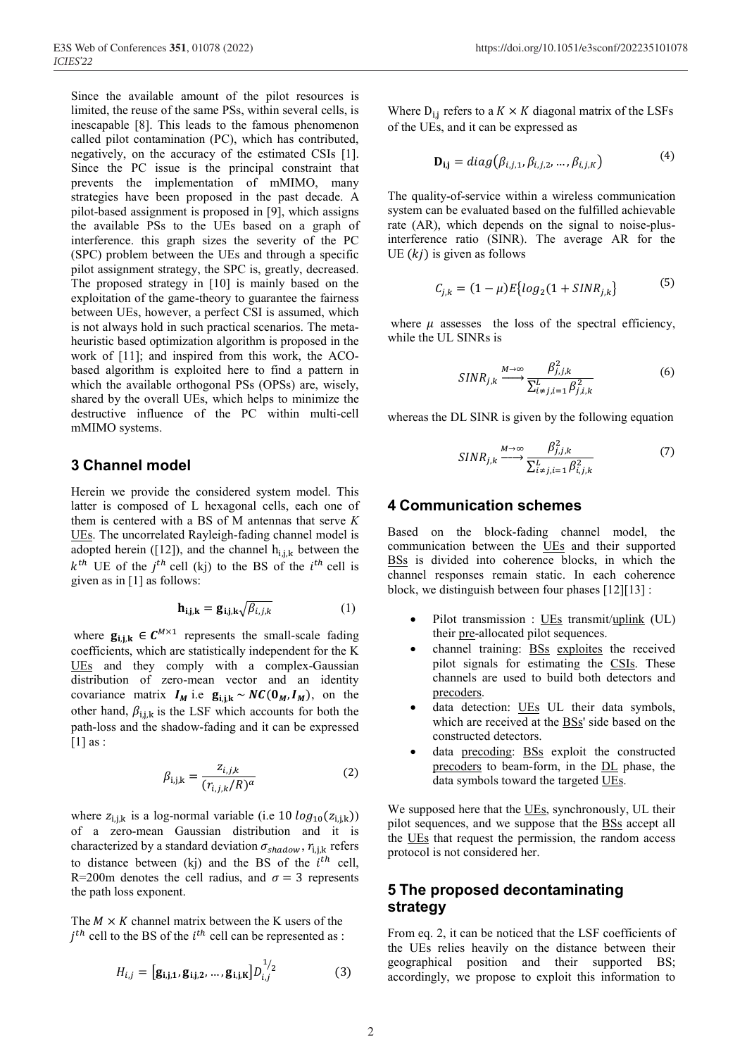Since the available amount of the pilot resources is limited, the reuse of the same PSs, within several cells, is inescapable [8]. This leads to the famous phenomenon called pilot contamination (PC), which has contributed, negatively, on the accuracy of the estimated CSIs [1]. Since the PC issue is the principal constraint that prevents the implementation of mMIMO, many strategies have been proposed in the past decade. A pilot-based assignment is proposed in [9], which assigns the available PSs to the UEs based on a graph of interference. this graph sizes the severity of the PC (SPC) problem between the UEs and through a specific pilot assignment strategy, the SPC is, greatly, decreased. The proposed strategy in [10] is mainly based on the exploitation of the game-theory to guarantee the fairness between UEs, however, a perfect CSI is assumed, which is not always hold in such practical scenarios. The meta-heuristic based optimization algorithm is proposed in the work of [11]; and inspired from this work, the ACO-based algorithm is exploited here to find a pattern in which the available orthogonal PSs (OPSs) are, wisely, shared by the overall UEs, which helps to minimize the destructive influence of the PC within multi-cell mMIMO systems.

## 3 Channel model

Herein we provide the considered system model. This latter is composed of L hexagonal cells, each one of them is centered with a BS of M antennas that serve $K$ UEs. The uncorrelated Rayleigh-fading channel model is adopted herein ([12]), and the channel $h_{i,j,k}$ between the $k^{th}$ UE of the $j^{th}$ cell (kj) to the BS of the $i^{th}$ cell is given as in [1] as follows:

$$\mathbf{h}_{\mathbf{i,j,k}} = \mathbf{g}_{\mathbf{i,j,k}}\sqrt{\beta_{i,j,k}} \tag{1}$$

where $\mathbf{g}_{\mathbf{i,j,k}} \in \boldsymbol{C}^{M\times 1}$ represents the small-scale fading coefficients, which are statistically independent for the K UEs and they comply with a complex-Gaussian distribution of zero-mean vector and an identity covariance matrix $\boldsymbol{I_M}$ i.e $\mathbf{g}_{\mathbf{i,j,k}} \sim \boldsymbol{NC}(\mathbf{0}_{\boldsymbol{M}}, \boldsymbol{I_M})$, on the other hand, $\beta_{i,j,k}$ is the LSF which accounts for both the path-loss and the shadow-fading and it can be expressed [1] as :

$$\beta_{i,j,k} = \frac{z_{i,j,k}}{(r_{i,j,k}/R)^{\alpha}} \tag{2}$$

where $z_{i,j,k}$ is a log-normal variable (i.e $10\,log_{10}(z_{i,j,k})$) of a zero-mean Gaussian distribution and it is characterized by a standard deviation $\sigma_{shadow}$, $r_{i,j,k}$ refers to distance between (kj) and the BS of the $i^{th}$ cell, R=200m denotes the cell radius, and $\sigma = 3$ represents the path loss exponent.

The $M \times K$ channel matrix between the K users of the $j^{th}$ cell to the BS of the $i^{th}$ cell can be represented as :

$$H_{i,j} = \left[\mathbf{g}_{\mathbf{i,j,1}}, \mathbf{g}_{\mathbf{i,j,2}}, \ldots, \mathbf{g}_{\mathbf{i,j,K}}\right] D_{i,j}^{1/2} \tag{3}$$

Where $D_{i,j}$ refers to a $K \times K$ diagonal matrix of the LSFs of the UEs, and it can be expressed as

$$\mathbf{D}_{\mathbf{i,j}} = diag\left(\beta_{i,j,1}, \beta_{i,j,2}, \ldots, \beta_{i,j,K}\right) \tag{4}$$

The quality-of-service within a wireless communication system can be evaluated based on the fulfilled achievable rate (AR), which depends on the signal to noise-plus-interference ratio (SINR). The average AR for the UE $(kj)$ is given as follows

$$C_{j,k} = (1-\mu)E\{log_2(1 + SINR_{j,k}\} \tag{5}$$

where $\mu$ assesses the loss of the spectral efficiency, while the UL SINRs is

$$SINR_{j,k} \xrightarrow{M\to\infty} \frac{\beta_{j,j,k}^2}{\sum_{i\neq j,i=1}^{L} \beta_{j,i,k}^2} \tag{6}$$

whereas the DL SINR is given by the following equation

$$SINR_{j,k} \xrightarrow{M\to\infty} \frac{\beta_{j,j,k}^2}{\sum_{i\neq j,i=1}^{L} \beta_{i,j,k}^2} \tag{7}$$

## 4 Communication schemes

Based on the block-fading channel model, the communication between the UEs and their supported BSs is divided into coherence blocks, in which the channel responses remain static. In each coherence block, we distinguish between four phases [12][13] :

- Pilot transmission : UEs transmit/uplink (UL) their pre-allocated pilot sequences.
- channel training: BSs exploites the received pilot signals for estimating the CSIs. These channels are used to build both detectors and precoders.
- data detection: UEs UL their data symbols, which are received at the BSs' side based on the constructed detectors.
- data precoding: BSs exploit the constructed precoders to beam-form, in the DL phase, the data symbols toward the targeted UEs.

We supposed here that the UEs, synchronously, UL their pilot sequences, and we suppose that the BSs accept all the UEs that request the permission, the random access protocol is not considered her.

## 5 The proposed decontaminating strategy

From eq. 2, it can be noticed that the LSF coefficients of the UEs relies heavily on the distance between their geographical position and their supported BS; accordingly, we propose to exploit this information to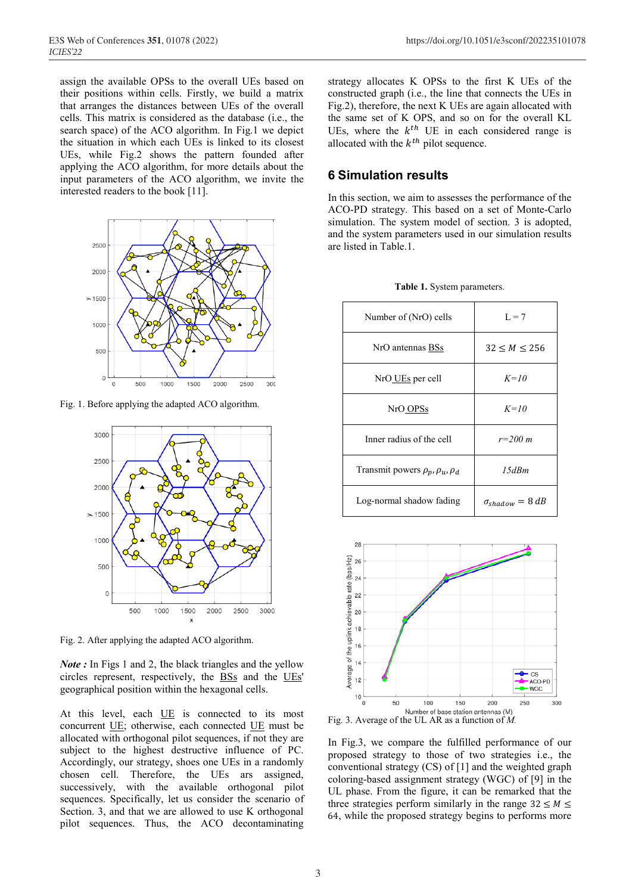assign the available OPSs to the overall UEs based on their positions within cells. Firstly, we build a matrix that arranges the distances between UEs of the overall cells. This matrix is considered as the database (i.e., the search space) of the ACO algorithm. In Fig.1 we depict the situation in which each UEs is linked to its closest UEs, while Fig.2 shows the pattern founded after applying the ACO algorithm, for more details about the input parameters of the ACO algorithm, we invite the interested readers to the book [11].

Fig. 1. Before applying the adapted ACO algorithm.

Fig. 2. After applying the adapted ACO algorithm.

***Note :*** In Figs 1 and 2, the black triangles and the yellow circles represent, respectively, the BSs and the UEs' geographical position within the hexagonal cells.

At this level, each UE is connected to its most concurrent UE; otherwise, each connected UE must be allocated with orthogonal pilot sequences, if not they are subject to the highest destructive influence of PC. Accordingly, our strategy, shoes one UEs in a randomly chosen cell. Therefore, the UEs ars assigned, successively, with the available orthogonal pilot sequences. Specifically, let us consider the scenario of Section. 3, and that we are allowed to use K orthogonal pilot sequences. Thus, the ACO decontaminating strategy allocates K OPSs to the first K UEs of the constructed graph (i.e., the line that connects the UEs in Fig.2), therefore, the next K UEs are again allocated with the same set of K OPS, and so on for the overall KL UEs, where the $k^{th}$ UE in each considered range is allocated with the $k^{th}$ pilot sequence.

## 6 Simulation results

In this section, we aim to assesses the performance of the ACO-PD strategy. This based on a set of Monte-Carlo simulation. The system model of section. 3 is adopted, and the system parameters used in our simulation results are listed in Table.1.

**Table 1.** System parameters.

| | |
|---|---|
| Number of (NrO) cells | L = 7 |
| NrO antennas BSs | $32 \leq M \leq 256$ |
| NrO UEs per cell | *K=10* |
| NrO OPSs | *K=10* |
| Inner radius of the cell | *r=200 m* |
| Transmit powers $\rho_p, \rho_u, \rho_d$ | *15dBm* |
| Log-normal shadow fading | $\sigma_{shadow} = 8\ dB$ |

Fig. 3. Average of the UL AR as a function of *M*.

In Fig.3, we compare the fulfilled performance of our proposed strategy to those of two strategies i.e., the conventional strategy (CS) of [1] and the weighted graph coloring-based assignment strategy (WGC) of [9] in the UL phase. From the figure, it can be remarked that the three strategies perform similarly in the range $32 \leq M \leq 64$, while the proposed strategy begins to performs more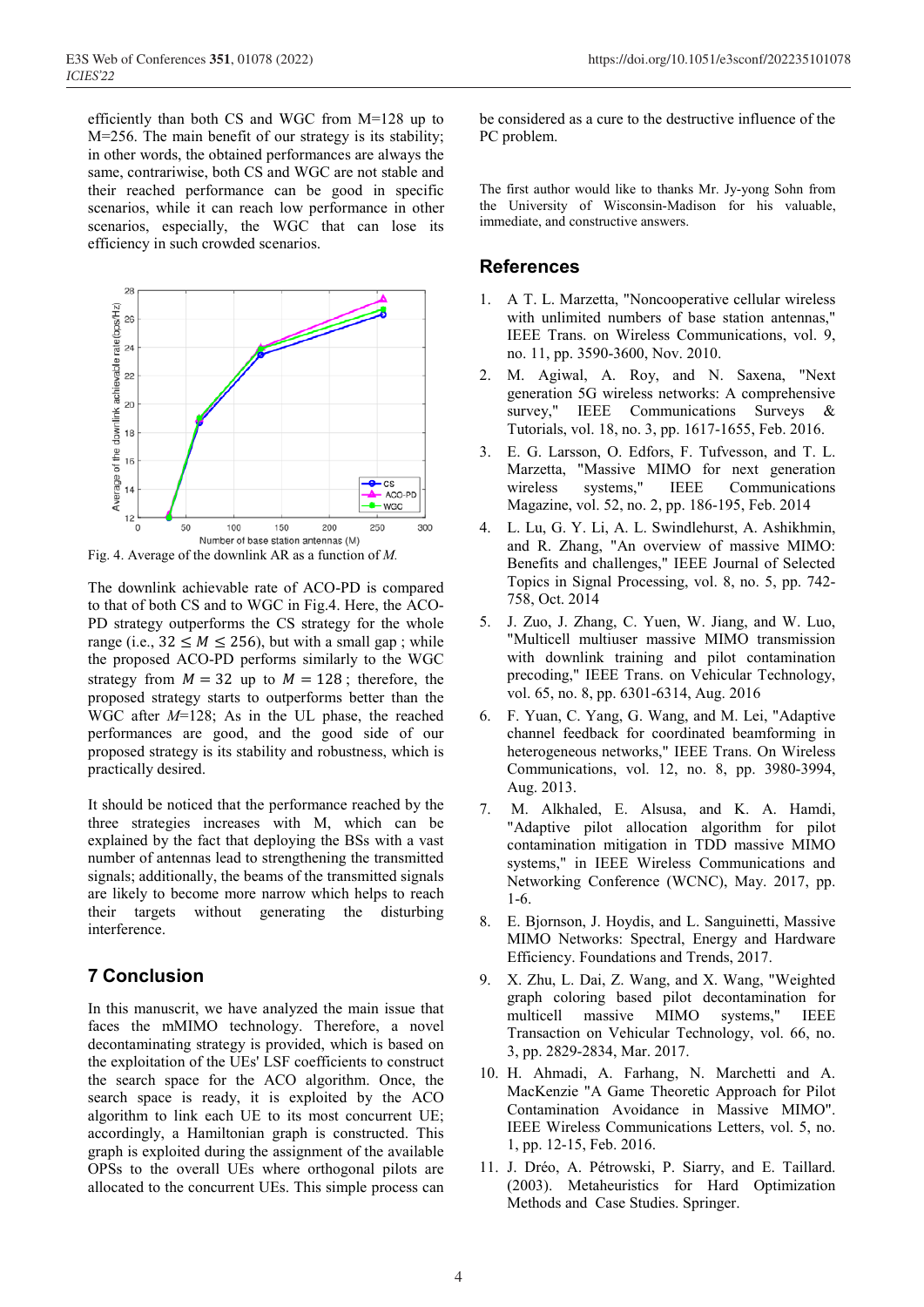efficiently than both CS and WGC from M=128 up to M=256. The main benefit of our strategy is its stability; in other words, the obtained performances are always the same, contrariwise, both CS and WGC are not stable and their reached performance can be good in specific scenarios, while it can reach low performance in other scenarios, especially, the WGC that can lose its efficiency in such crowded scenarios.

Fig. 4. Average of the downlink AR as a function of *M*.

The downlink achievable rate of ACO-PD is compared to that of both CS and to WGC in Fig.4. Here, the ACO-PD strategy outperforms the CS strategy for the whole range (i.e., $32 \leq M \leq 256$), but with a small gap ; while the proposed ACO-PD performs similarly to the WGC strategy from $M = 32$ up to $M = 128$ ; therefore, the proposed strategy starts to outperforms better than the WGC after *M*=128; As in the UL phase, the reached performances are good, and the good side of our proposed strategy is its stability and robustness, which is practically desired.

It should be noticed that the performance reached by the three strategies increases with M, which can be explained by the fact that deploying the BSs with a vast number of antennas lead to strengthening the transmitted signals; additionally, the beams of the transmitted signals are likely to become more narrow which helps to reach their targets without generating the disturbing interference.

## 7 Conclusion

In this manuscrit, we have analyzed the main issue that faces the mMIMO technology. Therefore, a novel decontaminating strategy is provided, which is based on the exploitation of the UEs' LSF coefficients to construct the search space for the ACO algorithm. Once, the search space is ready, it is exploited by the ACO algorithm to link each UE to its most concurrent UE; accordingly, a Hamiltonian graph is constructed. This graph is exploited during the assignment of the available OPSs to the overall UEs where orthogonal pilots are allocated to the concurrent UEs. This simple process can be considered as a cure to the destructive influence of the PC problem.

The first author would like to thanks Mr. Jy-yong Sohn from the University of Wisconsin-Madison for his valuable, immediate, and constructive answers.

## References

1. A T. L. Marzetta, "Noncooperative cellular wireless with unlimited numbers of base station antennas," IEEE Trans. on Wireless Communications, vol. 9, no. 11, pp. 3590-3600, Nov. 2010.
2. M. Agiwal, A. Roy, and N. Saxena, "Next generation 5G wireless networks: A comprehensive survey," IEEE Communications Surveys & Tutorials, vol. 18, no. 3, pp. 1617-1655, Feb. 2016.
3. E. G. Larsson, O. Edfors, F. Tufvesson, and T. L. Marzetta, "Massive MIMO for next generation wireless systems," IEEE Communications Magazine, vol. 52, no. 2, pp. 186-195, Feb. 2014
4. L. Lu, G. Y. Li, A. L. Swindlehurst, A. Ashikhmin, and R. Zhang, "An overview of massive MIMO: Benefits and challenges," IEEE Journal of Selected Topics in Signal Processing, vol. 8, no. 5, pp. 742-758, Oct. 2014
5. J. Zuo, J. Zhang, C. Yuen, W. Jiang, and W. Luo, "Multicell multiuser massive MIMO transmission with downlink training and pilot contamination precoding," IEEE Trans. on Vehicular Technology, vol. 65, no. 8, pp. 6301-6314, Aug. 2016
6. F. Yuan, C. Yang, G. Wang, and M. Lei, "Adaptive channel feedback for coordinated beamforming in heterogeneous networks," IEEE Trans. On Wireless Communications, vol. 12, no. 8, pp. 3980-3994, Aug. 2013.
7. M. Alkhaled, E. Alsusa, and K. A. Hamdi, "Adaptive pilot allocation algorithm for pilot contamination mitigation in TDD massive MIMO systems," in IEEE Wireless Communications and Networking Conference (WCNC), May. 2017, pp. 1-6.
8. E. Bjornson, J. Hoydis, and L. Sanguinetti, Massive MIMO Networks: Spectral, Energy and Hardware Efficiency. Foundations and Trends, 2017.
9. X. Zhu, L. Dai, Z. Wang, and X. Wang, "Weighted graph coloring based pilot decontamination for multicell massive MIMO systems," IEEE Transaction on Vehicular Technology, vol. 66, no. 3, pp. 2829-2834, Mar. 2017.
10. H. Ahmadi, A. Farhang, N. Marchetti and A. MacKenzie "A Game Theoretic Approach for Pilot Contamination Avoidance in Massive MIMO". IEEE Wireless Communications Letters, vol. 5, no. 1, pp. 12-15, Feb. 2016.
11. J. Dréo, A. Pétrowski, P. Siarry, and E. Taillard. (2003). Metaheuristics for Hard Optimization Methods and Case Studies. Springer.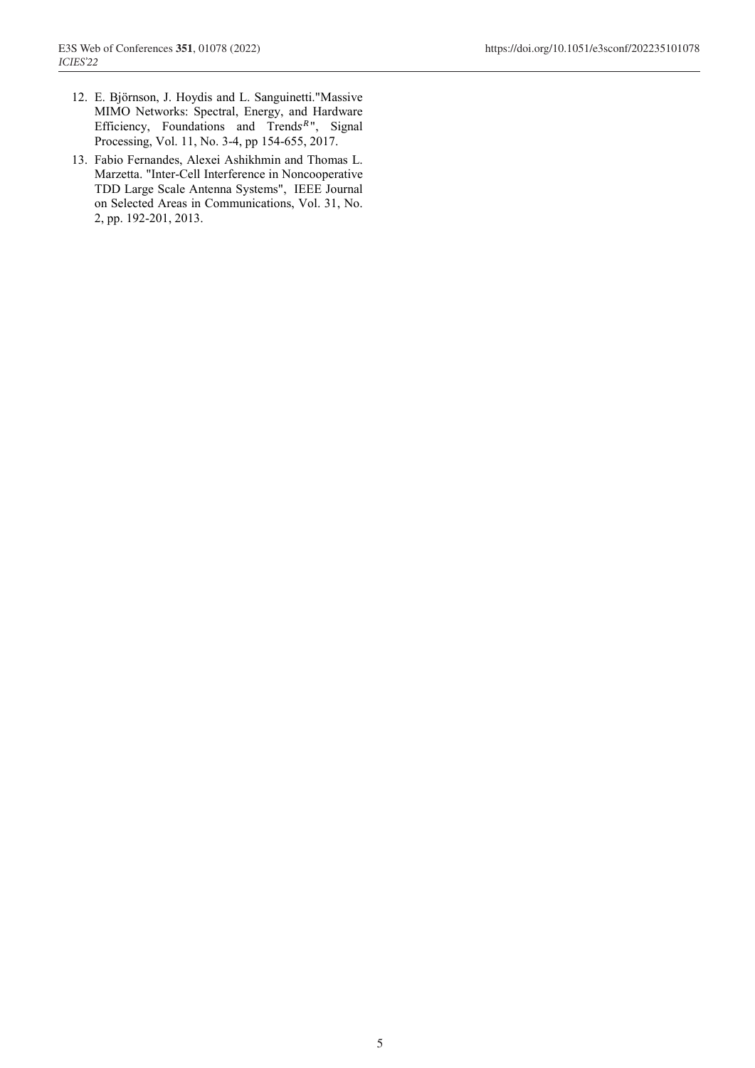12. E. Björnson, J. Hoydis and L. Sanguinetti."Massive MIMO Networks: Spectral, Energy, and Hardware Efficiency, Foundations and Trends$^{R}$", Signal Processing, Vol. 11, No. 3-4, pp 154-655, 2017.
13. Fabio Fernandes, Alexei Ashikhmin and Thomas L. Marzetta. "Inter-Cell Interference in Noncooperative TDD Large Scale Antenna Systems", IEEE Journal on Selected Areas in Communications, Vol. 31, No. 2, pp. 192-201, 2013.